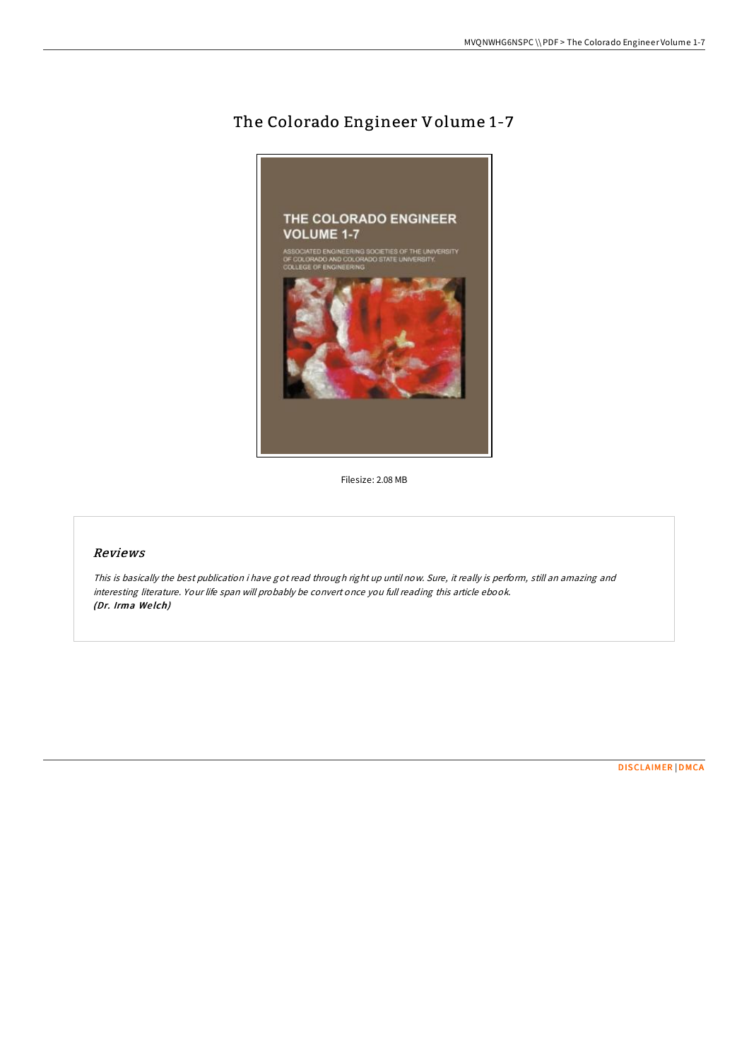# The Colorado Engineer Volume 1-7

Filesize: 2.08 MB

## *Reviews*

*This is basically the best publication i have got read through right up until now. Sure, it really is perform, still an amazing and interesting literature. Your life span will probably be convert once you full reading this article ebook.*
***(Dr. Irma Welch)***

DISCLAIMER | DMCA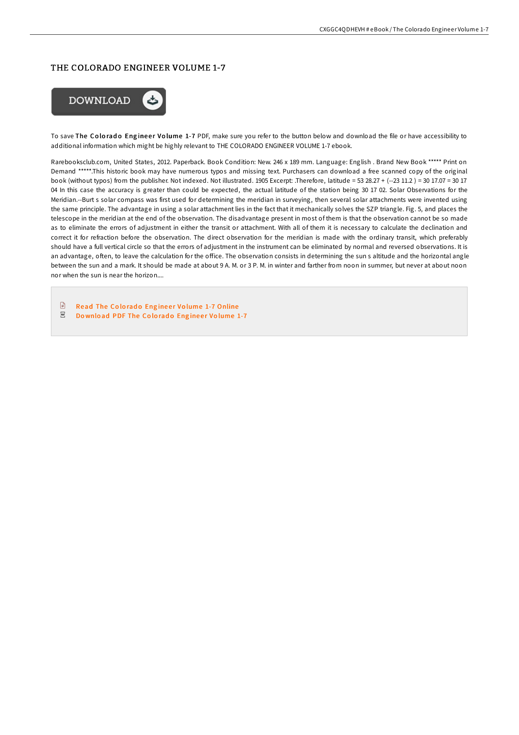# THE COLORADO ENGINEER VOLUME 1-7

To save **The Colorado Engineer Volume 1-7** PDF, make sure you refer to the button below and download the file or have accessibility to additional information which might be highly relevant to THE COLORADO ENGINEER VOLUME 1-7 ebook.

Rarebooksclub.com, United States, 2012. Paperback. Book Condition: New. 246 x 189 mm. Language: English . Brand New Book ***** Print on Demand *****.This historic book may have numerous typos and missing text. Purchasers can download a free scanned copy of the original book (without typos) from the publisher. Not indexed. Not illustrated. 1905 Excerpt: .Therefore, latitude = 53 28.27 + (--23 11.2 ) = 30 17.07 = 30 17 04 In this case the accuracy is greater than could be expected, the actual latitude of the station being 30 17 02. Solar Observations for the Meridian.--Burt s solar compass was first used for determining the meridian in surveying, then several solar attachments were invented using the same principle. The advantage in using a solar attachment lies in the fact that it mechanically solves the SZP triangle. Fig. 5, and places the telescope in the meridian at the end of the observation. The disadvantage present in most of them is that the observation cannot be so made as to eliminate the errors of adjustment in either the transit or attachment. With all of them it is necessary to calculate the declination and correct it for refraction before the observation. The direct observation for the meridian is made with the ordinary transit, which preferably should have a full vertical circle so that the errors of adjustment in the instrument can be eliminated by normal and reversed observations. It is an advantage, often, to leave the calculation for the office. The observation consists in determining the sun s altitude and the horizontal angle between the sun and a mark. It should be made at about 9 A. M. or 3 P. M. in winter and farther from noon in summer, but never at about noon nor when the sun is near the horizon....

- Read The Colorado Engineer Volume 1-7 Online
- Download PDF The Colorado Engineer Volume 1-7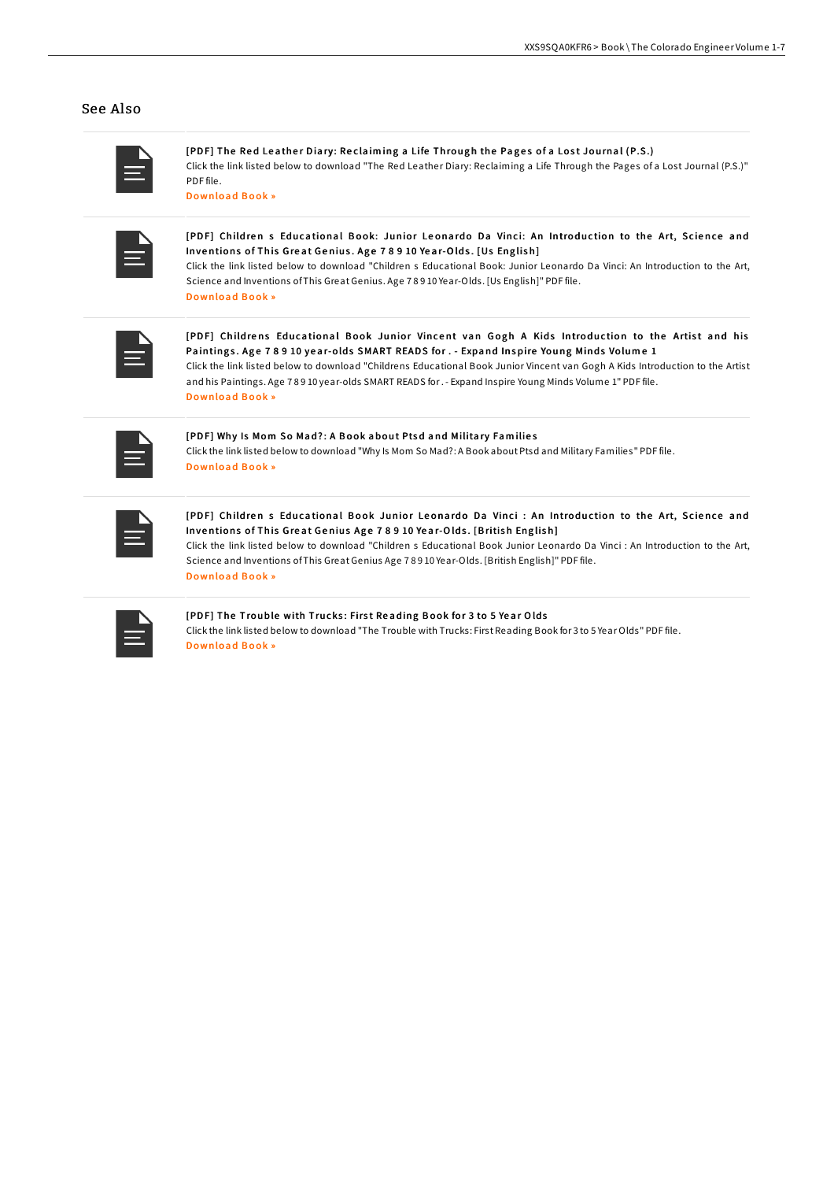## See Also

**[PDF] The Red Leather Diary: Reclaiming a Life Through the Pages of a Lost Journal (P.S.)**

Click the link listed below to download "The Red Leather Diary: Reclaiming a Life Through the Pages of a Lost Journal (P.S.)" PDF file.

Download Book »

**[PDF] Children s Educational Book: Junior Leonardo Da Vinci: An Introduction to the Art, Science and Inventions of This Great Genius. Age 7 8 9 10 Year-Olds. [Us English]**

Click the link listed below to download "Children s Educational Book: Junior Leonardo Da Vinci: An Introduction to the Art, Science and Inventions of This Great Genius. Age 7 8 9 10 Year-Olds. [Us English]" PDF file.

Download Book »

**[PDF] Childrens Educational Book Junior Vincent van Gogh A Kids Introduction to the Artist and his Paintings. Age 7 8 9 10 year-olds SMART READS for . - Expand Inspire Young Minds Volume 1**

Click the link listed below to download "Childrens Educational Book Junior Vincent van Gogh A Kids Introduction to the Artist and his Paintings. Age 7 8 9 10 year-olds SMART READS for . - Expand Inspire Young Minds Volume 1" PDF file.

Download Book »

**[PDF] Why Is Mom So Mad?: A Book about Ptsd and Military Families**

Click the link listed below to download "Why Is Mom So Mad?: A Book about Ptsd and Military Families" PDF file.

Download Book »

**[PDF] Children s Educational Book Junior Leonardo Da Vinci : An Introduction to the Art, Science and Inventions of This Great Genius Age 7 8 9 10 Year-Olds. [British English]**

Click the link listed below to download "Children s Educational Book Junior Leonardo Da Vinci : An Introduction to the Art, Science and Inventions of This Great Genius Age 7 8 9 10 Year-Olds. [British English]" PDF file.

Download Book »

**[PDF] The Trouble with Trucks: First Reading Book for 3 to 5 Year Olds**

Click the link listed below to download "The Trouble with Trucks: First Reading Book for 3 to 5 Year Olds" PDF file.

Download Book »